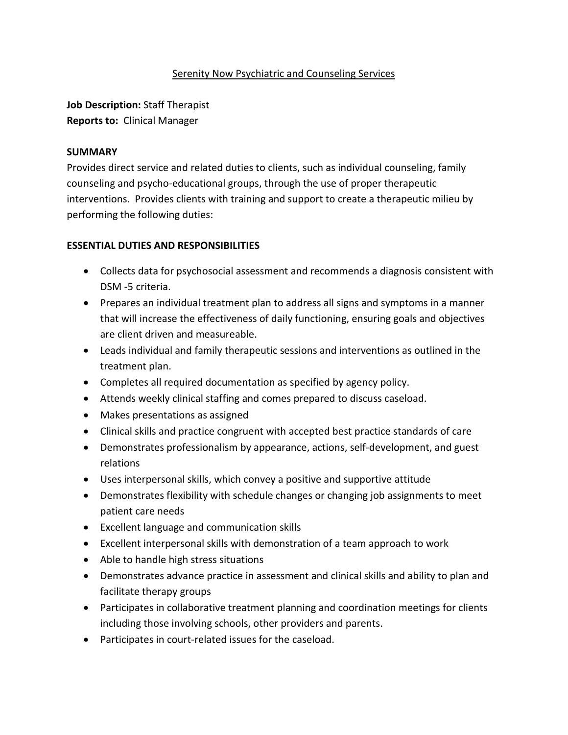Serenity Now Psychiatric and Counseling Services

**Job Description:** Staff Therapist
**Reports to:** Clinical Manager

**SUMMARY**

Provides direct service and related duties to clients, such as individual counseling, family counseling and psycho-educational groups, through the use of proper therapeutic interventions. Provides clients with training and support to create a therapeutic milieu by performing the following duties:

**ESSENTIAL DUTIES AND RESPONSIBILITIES**

- Collects data for psychosocial assessment and recommends a diagnosis consistent with DSM -5 criteria.
- Prepares an individual treatment plan to address all signs and symptoms in a manner that will increase the effectiveness of daily functioning, ensuring goals and objectives are client driven and measureable.
- Leads individual and family therapeutic sessions and interventions as outlined in the treatment plan.
- Completes all required documentation as specified by agency policy.
- Attends weekly clinical staffing and comes prepared to discuss caseload.
- Makes presentations as assigned
- Clinical skills and practice congruent with accepted best practice standards of care
- Demonstrates professionalism by appearance, actions, self-development, and guest relations
- Uses interpersonal skills, which convey a positive and supportive attitude
- Demonstrates flexibility with schedule changes or changing job assignments to meet patient care needs
- Excellent language and communication skills
- Excellent interpersonal skills with demonstration of a team approach to work
- Able to handle high stress situations
- Demonstrates advance practice in assessment and clinical skills and ability to plan and facilitate therapy groups
- Participates in collaborative treatment planning and coordination meetings for clients including those involving schools, other providers and parents.
- Participates in court-related issues for the caseload.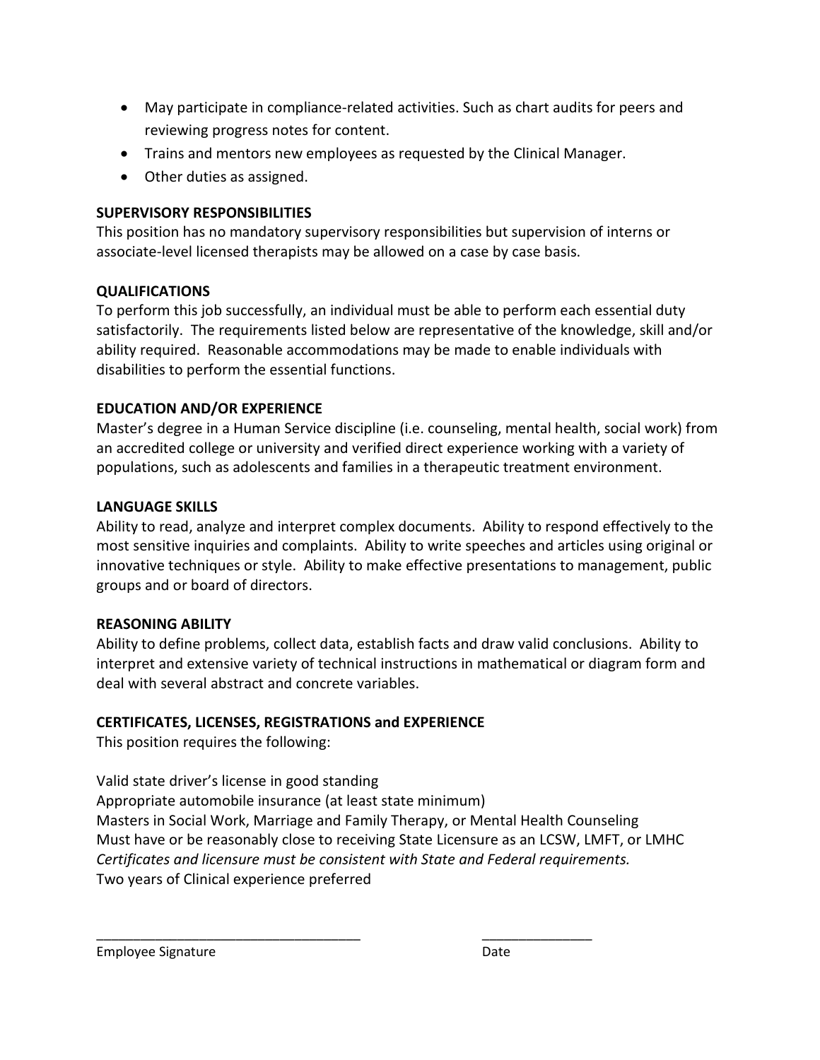- May participate in compliance-related activities. Such as chart audits for peers and reviewing progress notes for content.
- Trains and mentors new employees as requested by the Clinical Manager.
- Other duties as assigned.

**SUPERVISORY RESPONSIBILITIES**

This position has no mandatory supervisory responsibilities but supervision of interns or associate-level licensed therapists may be allowed on a case by case basis.

**QUALIFICATIONS**

To perform this job successfully, an individual must be able to perform each essential duty satisfactorily. The requirements listed below are representative of the knowledge, skill and/or ability required. Reasonable accommodations may be made to enable individuals with disabilities to perform the essential functions.

**EDUCATION AND/OR EXPERIENCE**

Master's degree in a Human Service discipline (i.e. counseling, mental health, social work) from an accredited college or university and verified direct experience working with a variety of populations, such as adolescents and families in a therapeutic treatment environment.

**LANGUAGE SKILLS**

Ability to read, analyze and interpret complex documents. Ability to respond effectively to the most sensitive inquiries and complaints. Ability to write speeches and articles using original or innovative techniques or style. Ability to make effective presentations to management, public groups and or board of directors.

**REASONING ABILITY**

Ability to define problems, collect data, establish facts and draw valid conclusions. Ability to interpret and extensive variety of technical instructions in mathematical or diagram form and deal with several abstract and concrete variables.

**CERTIFICATES, LICENSES, REGISTRATIONS and EXPERIENCE**

This position requires the following:

Valid state driver's license in good standing
Appropriate automobile insurance (at least state minimum)
Masters in Social Work, Marriage and Family Therapy, or Mental Health Counseling
Must have or be reasonably close to receiving State Licensure as an LCSW, LMFT, or LMHC
*Certificates and licensure must be consistent with State and Federal requirements.*
Two years of Clinical experience preferred

___________________________________ _______________

Employee Signature Date